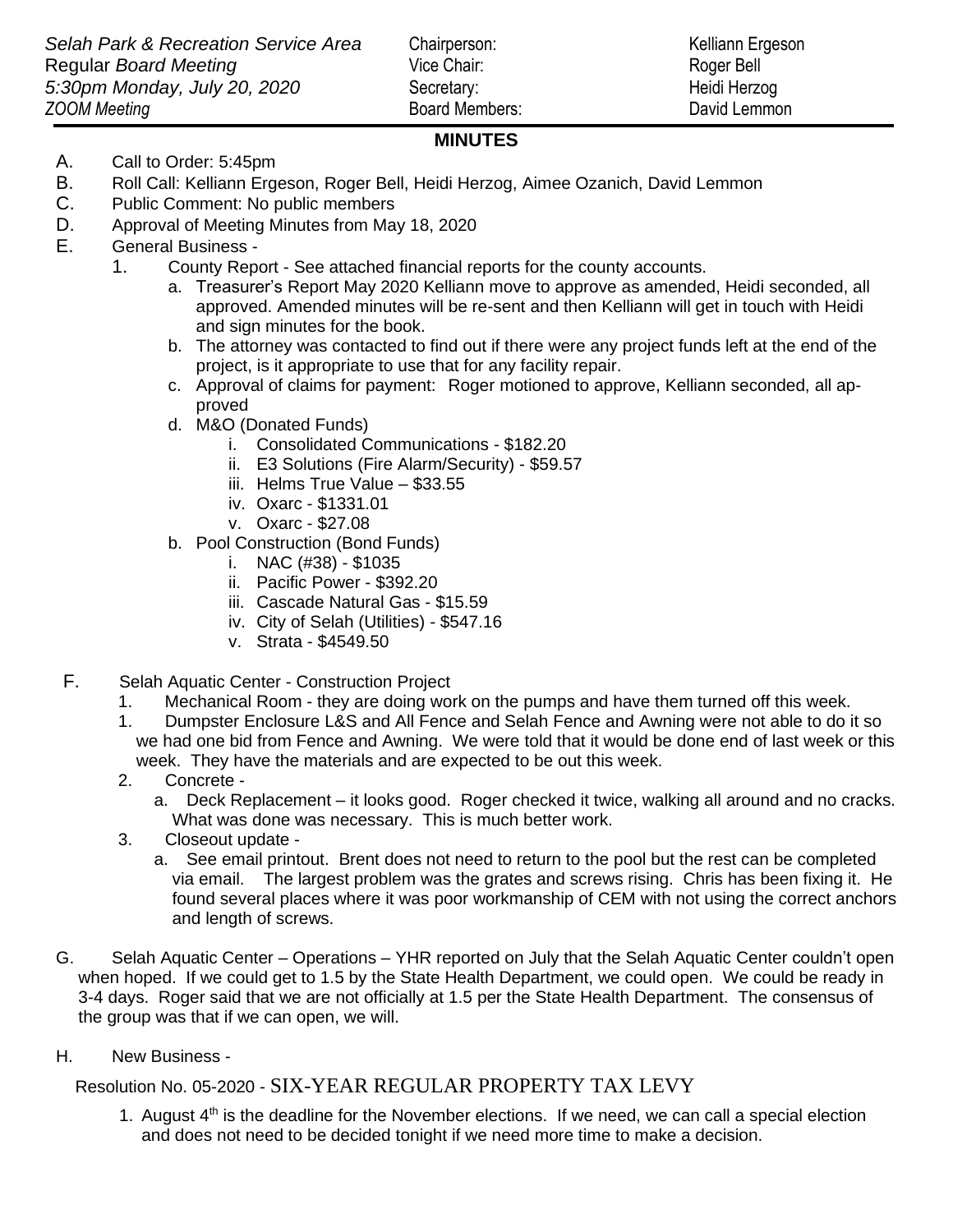*Selah Park & Recreation Service Area*
Regular *Board Meeting*
*5:30pm Monday, July 20, 2020*
*ZOOM Meeting*

| | |
|---|---|
| Chairperson: | Kelliann Ergeson |
| Vice Chair: | Roger Bell |
| Secretary: | Heidi Herzog |
| Board Members: | David Lemmon |

## MINUTES

A. Call to Order: 5:45pm

B. Roll Call: Kelliann Ergeson, Roger Bell, Heidi Herzog, Aimee Ozanich, David Lemmon

C. Public Comment: No public members

D. Approval of Meeting Minutes from May 18, 2020

E. General Business -

1. County Report - See attached financial reports for the county accounts.
   a. Treasurer's Report May 2020 Kelliann move to approve as amended, Heidi seconded, all approved. Amended minutes will be re-sent and then Kelliann will get in touch with Heidi and sign minutes for the book.
   b. The attorney was contacted to find out if there were any project funds left at the end of the project, is it appropriate to use that for any facility repair.
   c. Approval of claims for payment: Roger motioned to approve, Kelliann seconded, all approved
   d. M&O (Donated Funds)
      i. Consolidated Communications - $182.20
      ii. E3 Solutions (Fire Alarm/Security) - $59.57
      iii. Helms True Value – $33.55
      iv. Oxarc - $1331.01
      v. Oxarc - $27.08
   b. Pool Construction (Bond Funds)
      i. NAC (#38) - $1035
      ii. Pacific Power - $392.20
      iii. Cascade Natural Gas - $15.59
      iv. City of Selah (Utilities) - $547.16
      v. Strata - $4549.50

F. Selah Aquatic Center - Construction Project

1. Mechanical Room - they are doing work on the pumps and have them turned off this week.
1. Dumpster Enclosure L&S and All Fence and Selah Fence and Awning were not able to do it so we had one bid from Fence and Awning. We were told that it would be done end of last week or this week. They have the materials and are expected to be out this week.
2. Concrete -
   a. Deck Replacement – it looks good. Roger checked it twice, walking all around and no cracks. What was done was necessary. This is much better work.
3. Closeout update -
   a. See email printout. Brent does not need to return to the pool but the rest can be completed via email. The largest problem was the grates and screws rising. Chris has been fixing it. He found several places where it was poor workmanship of CEM with not using the correct anchors and length of screws.

G. Selah Aquatic Center – Operations – YHR reported on July that the Selah Aquatic Center couldn't open when hoped. If we could get to 1.5 by the State Health Department, we could open. We could be ready in 3-4 days. Roger said that we are not officially at 1.5 per the State Health Department. The consensus of the group was that if we can open, we will.

H. New Business -

Resolution No. 05-2020 - SIX-YEAR REGULAR PROPERTY TAX LEVY

1. August 4th is the deadline for the November elections. If we need, we can call a special election and does not need to be decided tonight if we need more time to make a decision.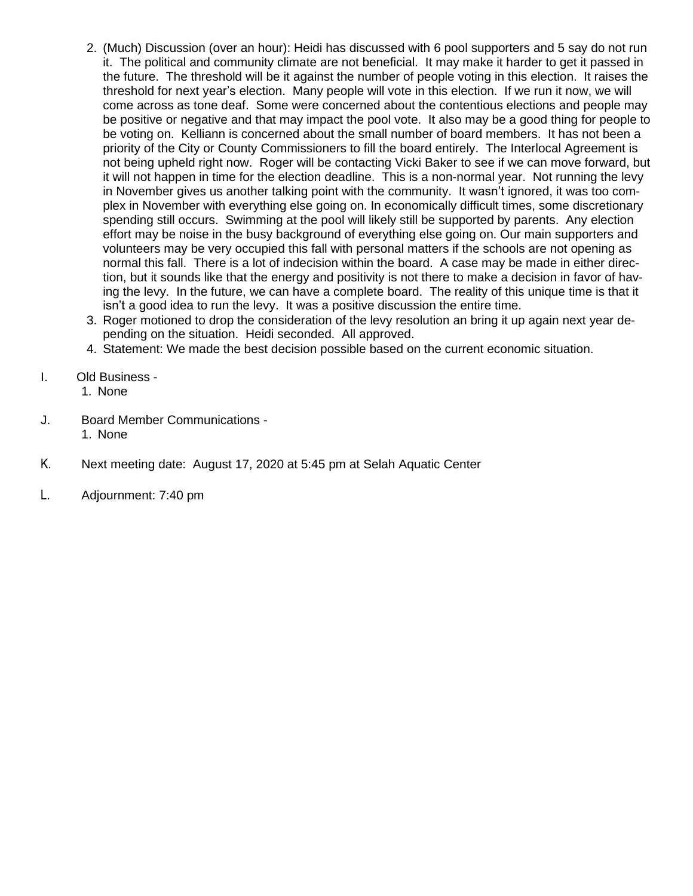2. (Much) Discussion (over an hour): Heidi has discussed with 6 pool supporters and 5 say do not run it. The political and community climate are not beneficial. It may make it harder to get it passed in the future. The threshold will be it against the number of people voting in this election. It raises the threshold for next year's election. Many people will vote in this election. If we run it now, we will come across as tone deaf. Some were concerned about the contentious elections and people may be positive or negative and that may impact the pool vote. It also may be a good thing for people to be voting on. Kelliann is concerned about the small number of board members. It has not been a priority of the City or County Commissioners to fill the board entirely. The Interlocal Agreement is not being upheld right now. Roger will be contacting Vicki Baker to see if we can move forward, but it will not happen in time for the election deadline. This is a non-normal year. Not running the levy in November gives us another talking point with the community. It wasn't ignored, it was too complex in November with everything else going on. In economically difficult times, some discretionary spending still occurs. Swimming at the pool will likely still be supported by parents. Any election effort may be noise in the busy background of everything else going on. Our main supporters and volunteers may be very occupied this fall with personal matters if the schools are not opening as normal this fall. There is a lot of indecision within the board. A case may be made in either direction, but it sounds like that the energy and positivity is not there to make a decision in favor of having the levy. In the future, we can have a complete board. The reality of this unique time is that it isn't a good idea to run the levy. It was a positive discussion the entire time.
3. Roger motioned to drop the consideration of the levy resolution an bring it up again next year depending on the situation. Heidi seconded. All approved.
4. Statement: We made the best decision possible based on the current economic situation.

I. Old Business -
   1. None

J. Board Member Communications -
   1. None

K. Next meeting date: August 17, 2020 at 5:45 pm at Selah Aquatic Center

L. Adjournment: 7:40 pm